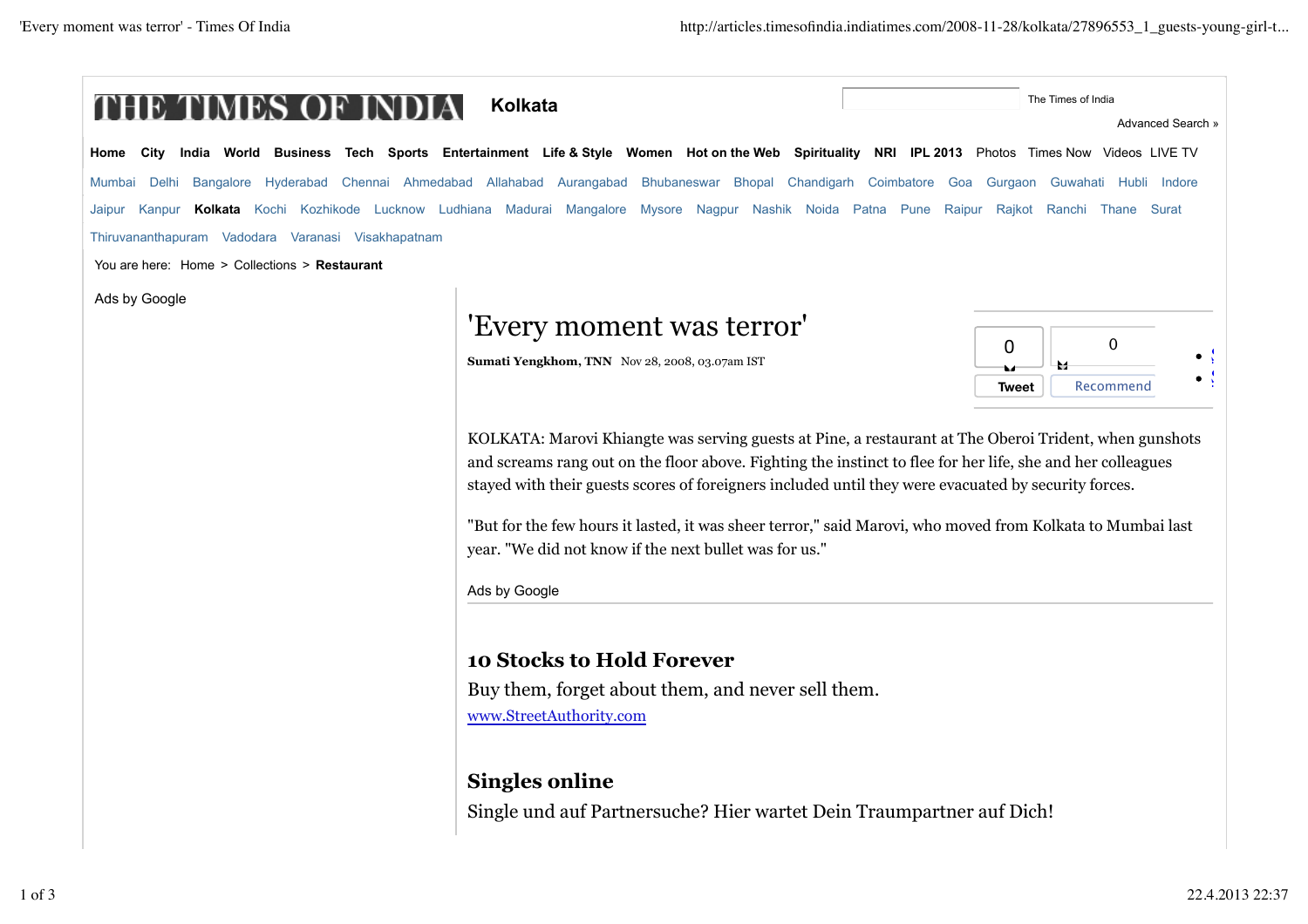THE TIMES OF INDIA **Kolkata**

The Times of India

Advanced Search »

**Home** **City** **India** **World** **Business** **Tech** **Sports** **Entertainment** **Life & Style** **Women** **Hot on the Web** **Spirituality** **NRI** **IPL 2013** Photos Times Now Videos LIVE TV

Mumbai Delhi Bangalore Hyderabad Chennai Ahmedabad Allahabad Aurangabad Bhubaneswar Bhopal Chandigarh Coimbatore Goa Gurgaon Guwahati Hubli Indore Jaipur Kanpur **Kolkata** Kochi Kozhikode Lucknow Ludhiana Madurai Mangalore Mysore Nagpur Nashik Noida Patna Pune Raipur Rajkot Ranchi Thane Surat Thiruvananthapuram Vadodara Varanasi Visakhapatnam

You are here: Home > Collections > **Restaurant**

Ads by Google

# 'Every moment was terror'

**Sumati Yengkhom, TNN** Nov 28, 2008, 03.07am IST

0 Tweet 0 Recommend

KOLKATA: Marovi Khiangte was serving guests at Pine, a restaurant at The Oberoi Trident, when gunshots and screams rang out on the floor above. Fighting the instinct to flee for her life, she and her colleagues stayed with their guests scores of foreigners included until they were evacuated by security forces.

"But for the few hours it lasted, it was sheer terror," said Marovi, who moved from Kolkata to Mumbai last year. "We did not know if the next bullet was for us."

Ads by Google

### 10 Stocks to Hold Forever

Buy them, forget about them, and never sell them.

www.StreetAuthority.com

### Singles online

Single und auf Partnersuche? Hier wartet Dein Traumpartner auf Dich!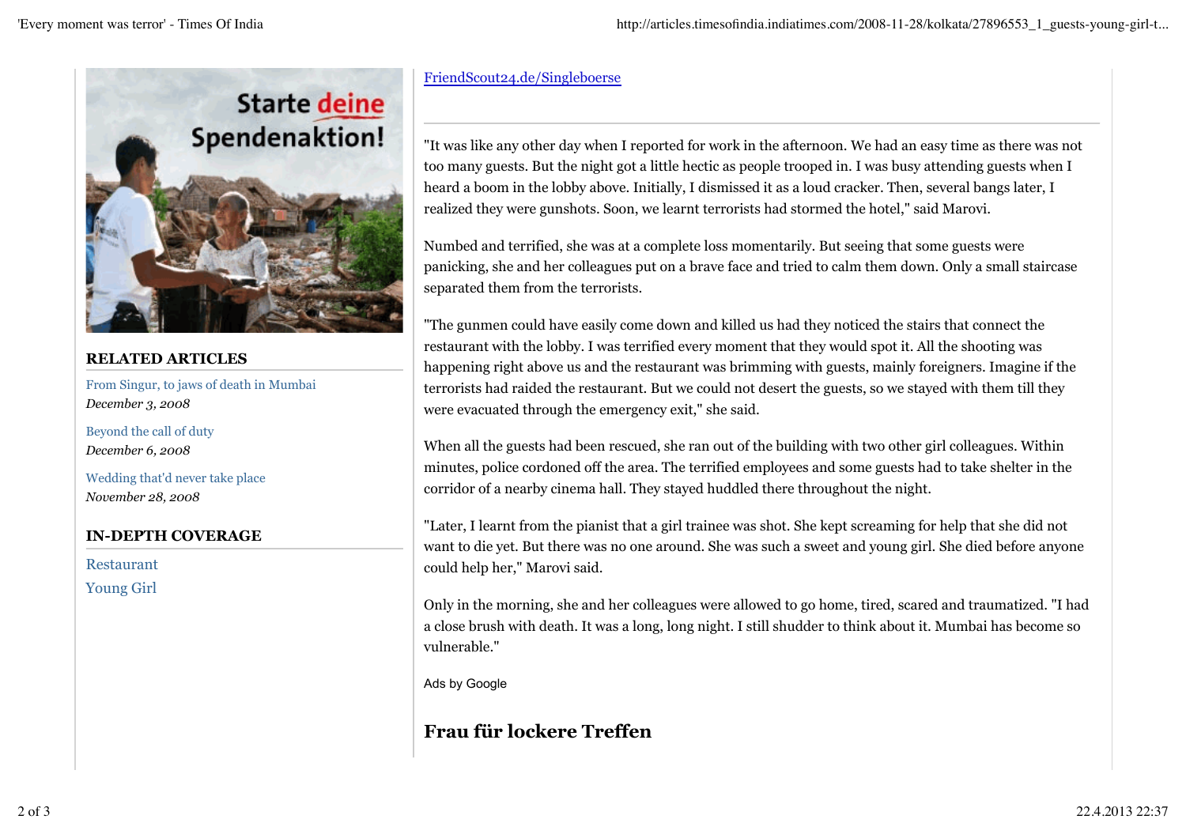FriendScout24.de/Singleboerse

"It was like any other day when I reported for work in the afternoon. We had an easy time as there was not too many guests. But the night got a little hectic as people trooped in. I was busy attending guests when I heard a boom in the lobby above. Initially, I dismissed it as a loud cracker. Then, several bangs later, I realized they were gunshots. Soon, we learnt terrorists had stormed the hotel," said Marovi.

Numbed and terrified, she was at a complete loss momentarily. But seeing that some guests were panicking, she and her colleagues put on a brave face and tried to calm them down. Only a small staircase separated them from the terrorists.

"The gunmen could have easily come down and killed us had they noticed the stairs that connect the restaurant with the lobby. I was terrified every moment that they would spot it. All the shooting was happening right above us and the restaurant was brimming with guests, mainly foreigners. Imagine if the terrorists had raided the restaurant. But we could not desert the guests, so we stayed with them till they were evacuated through the emergency exit," she said.

When all the guests had been rescued, she ran out of the building with two other girl colleagues. Within minutes, police cordoned off the area. The terrified employees and some guests had to take shelter in the corridor of a nearby cinema hall. They stayed huddled there throughout the night.

"Later, I learnt from the pianist that a girl trainee was shot. She kept screaming for help that she did not want to die yet. But there was no one around. She was such a sweet and young girl. She died before anyone could help her," Marovi said.

Only in the morning, she and her colleagues were allowed to go home, tired, scared and traumatized. "I had a close brush with death. It was a long, long night. I still shudder to think about it. Mumbai has become so vulnerable."

Ads by Google

## Frau für lockere Treffen

Starte deine Spendenaktion!

### RELATED ARTICLES

From Singur, to jaws of death in Mumbai
*December 3, 2008*

Beyond the call of duty
*December 6, 2008*

Wedding that'd never take place
*November 28, 2008*

### IN-DEPTH COVERAGE

Restaurant
Young Girl